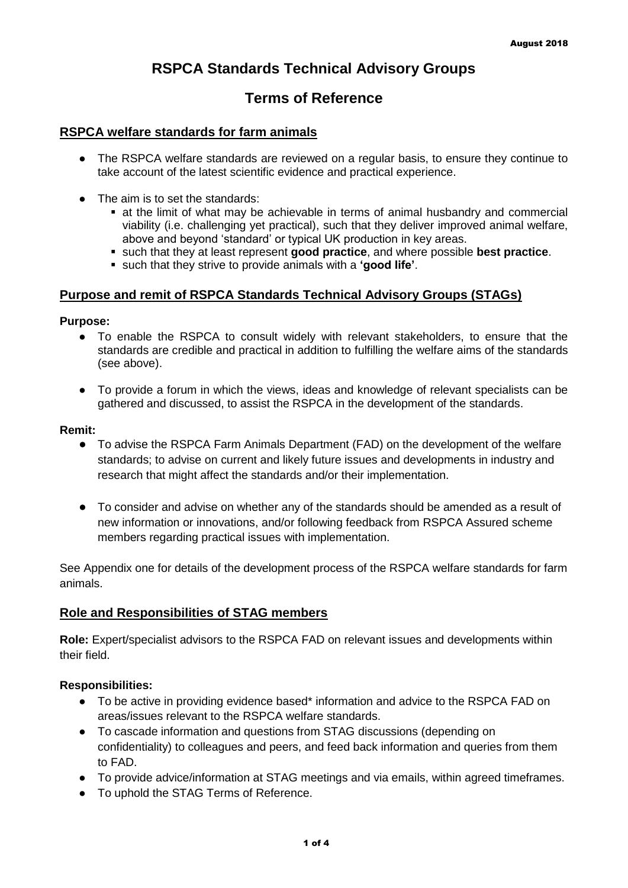August 2018

# RSPCA Standards Technical Advisory Groups

# Terms of Reference

## RSPCA welfare standards for farm animals

- The RSPCA welfare standards are reviewed on a regular basis, to ensure they continue to take account of the latest scientific evidence and practical experience.
- The aim is to set the standards:
  - at the limit of what may be achievable in terms of animal husbandry and commercial viability (i.e. challenging yet practical), such that they deliver improved animal welfare, above and beyond 'standard' or typical UK production in key areas.
  - such that they at least represent **good practice**, and where possible **best practice**.
  - such that they strive to provide animals with a **'good life'**.

## Purpose and remit of RSPCA Standards Technical Advisory Groups (STAGs)

**Purpose:**

- To enable the RSPCA to consult widely with relevant stakeholders, to ensure that the standards are credible and practical in addition to fulfilling the welfare aims of the standards (see above).
- To provide a forum in which the views, ideas and knowledge of relevant specialists can be gathered and discussed, to assist the RSPCA in the development of the standards.

**Remit:**

- To advise the RSPCA Farm Animals Department (FAD) on the development of the welfare standards; to advise on current and likely future issues and developments in industry and research that might affect the standards and/or their implementation.
- To consider and advise on whether any of the standards should be amended as a result of new information or innovations, and/or following feedback from RSPCA Assured scheme members regarding practical issues with implementation.

See Appendix one for details of the development process of the RSPCA welfare standards for farm animals.

## Role and Responsibilities of STAG members

**Role:** Expert/specialist advisors to the RSPCA FAD on relevant issues and developments within their field.

**Responsibilities:**

- To be active in providing evidence based* information and advice to the RSPCA FAD on areas/issues relevant to the RSPCA welfare standards.
- To cascade information and questions from STAG discussions (depending on confidentiality) to colleagues and peers, and feed back information and queries from them to FAD.
- To provide advice/information at STAG meetings and via emails, within agreed timeframes.
- To uphold the STAG Terms of Reference.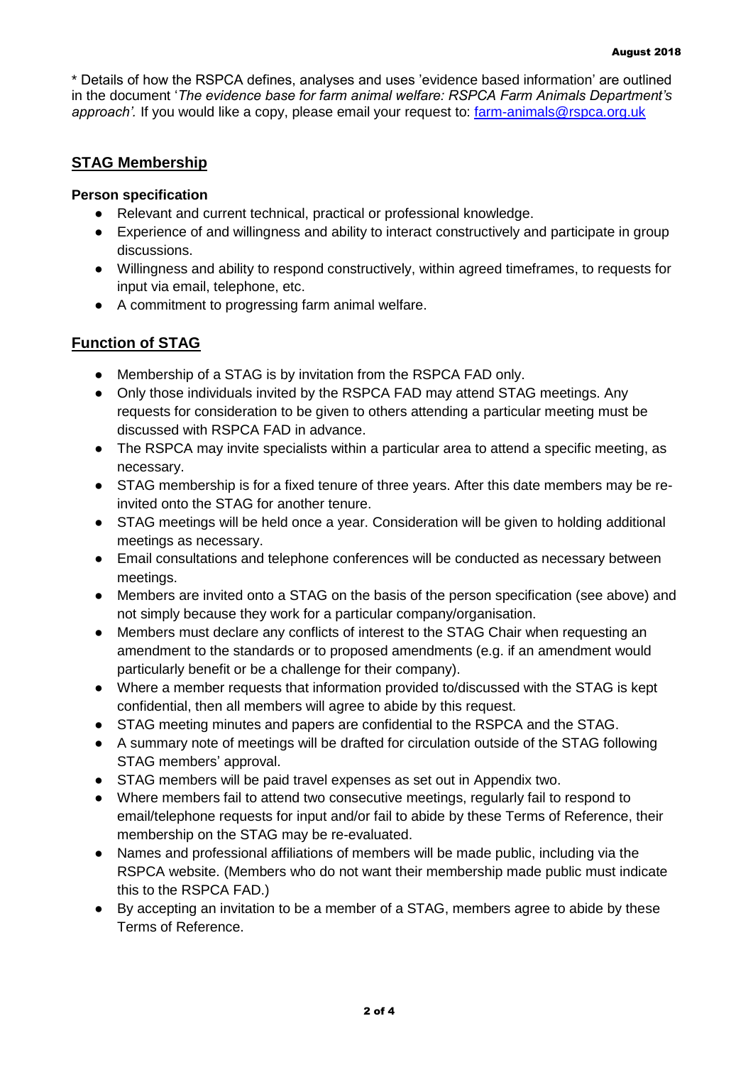\* Details of how the RSPCA defines, analyses and uses 'evidence based information' are outlined in the document '*The evidence base for farm animal welfare: RSPCA Farm Animals Department's approach'.* If you would like a copy, please email your request to: [farm-animals@rspca.org.uk](mailto:farm-animals@rspca.org.uk)

## STAG Membership

**Person specification**

- Relevant and current technical, practical or professional knowledge.
- Experience of and willingness and ability to interact constructively and participate in group discussions.
- Willingness and ability to respond constructively, within agreed timeframes, to requests for input via email, telephone, etc.
- A commitment to progressing farm animal welfare.

## Function of STAG

- Membership of a STAG is by invitation from the RSPCA FAD only.
- Only those individuals invited by the RSPCA FAD may attend STAG meetings. Any requests for consideration to be given to others attending a particular meeting must be discussed with RSPCA FAD in advance.
- The RSPCA may invite specialists within a particular area to attend a specific meeting, as necessary.
- STAG membership is for a fixed tenure of three years. After this date members may be re-invited onto the STAG for another tenure.
- STAG meetings will be held once a year. Consideration will be given to holding additional meetings as necessary.
- Email consultations and telephone conferences will be conducted as necessary between meetings.
- Members are invited onto a STAG on the basis of the person specification (see above) and not simply because they work for a particular company/organisation.
- Members must declare any conflicts of interest to the STAG Chair when requesting an amendment to the standards or to proposed amendments (e.g. if an amendment would particularly benefit or be a challenge for their company).
- Where a member requests that information provided to/discussed with the STAG is kept confidential, then all members will agree to abide by this request.
- STAG meeting minutes and papers are confidential to the RSPCA and the STAG.
- A summary note of meetings will be drafted for circulation outside of the STAG following STAG members' approval.
- STAG members will be paid travel expenses as set out in Appendix two.
- Where members fail to attend two consecutive meetings, regularly fail to respond to email/telephone requests for input and/or fail to abide by these Terms of Reference, their membership on the STAG may be re-evaluated.
- Names and professional affiliations of members will be made public, including via the RSPCA website. (Members who do not want their membership made public must indicate this to the RSPCA FAD.)
- By accepting an invitation to be a member of a STAG, members agree to abide by these Terms of Reference.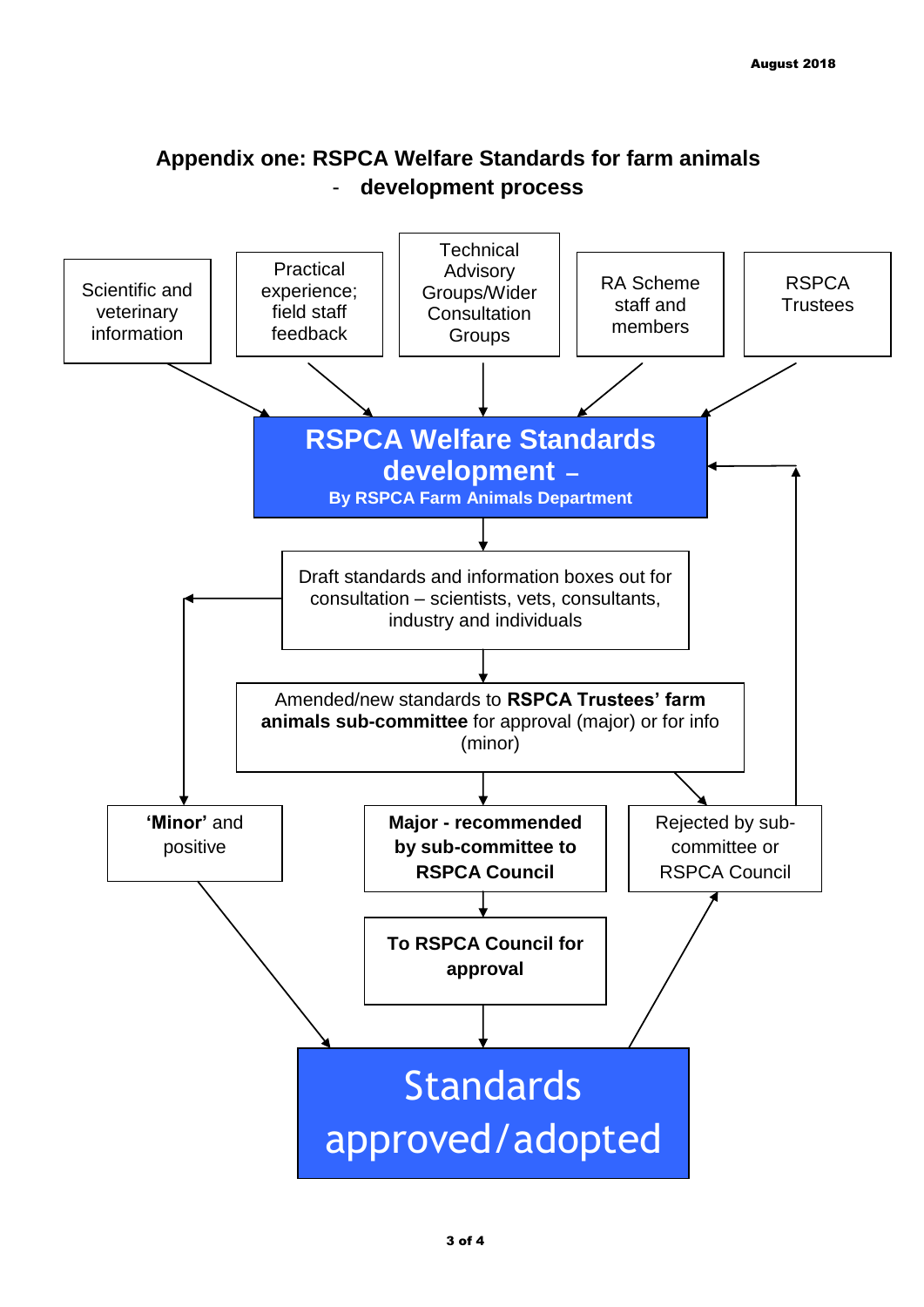## Appendix one: RSPCA Welfare Standards for farm animals - development process

Scientific and veterinary information

Practical experience; field staff feedback

Technical Advisory Groups/Wider Consultation Groups

RA Scheme staff and members

RSPCA Trustees

**RSPCA Welfare Standards development –**
**By RSPCA Farm Animals Department**

Draft standards and information boxes out for consultation – scientists, vets, consultants, industry and individuals

Amended/new standards to **RSPCA Trustees' farm animals sub-committee** for approval (major) or for info (minor)

**'Minor'** and positive

**Major - recommended by sub-committee to RSPCA Council**

Rejected by sub-committee or RSPCA Council

**To RSPCA Council for approval**

Standards approved/adopted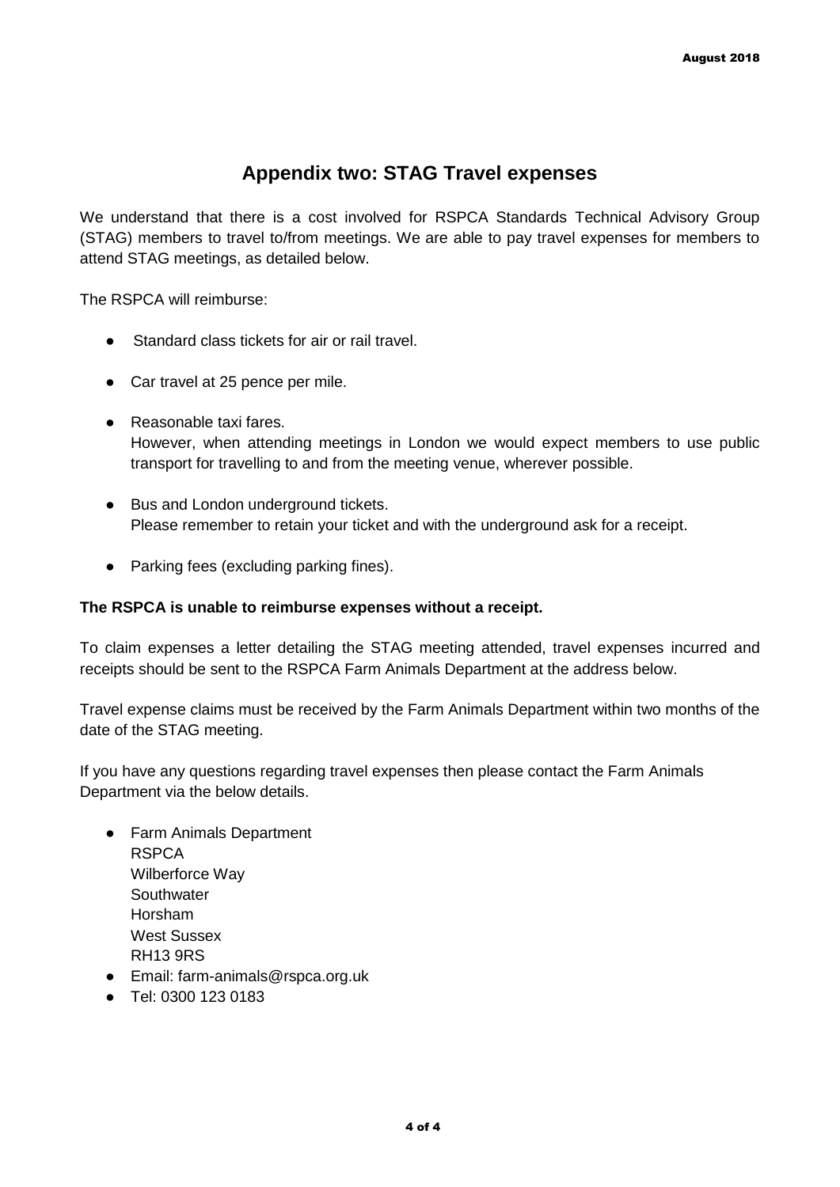## Appendix two: STAG Travel expenses

We understand that there is a cost involved for RSPCA Standards Technical Advisory Group (STAG) members to travel to/from meetings. We are able to pay travel expenses for members to attend STAG meetings, as detailed below.

The RSPCA will reimburse:

- Standard class tickets for air or rail travel.
- Car travel at 25 pence per mile.
- Reasonable taxi fares.
  However, when attending meetings in London we would expect members to use public transport for travelling to and from the meeting venue, wherever possible.
- Bus and London underground tickets.
  Please remember to retain your ticket and with the underground ask for a receipt.
- Parking fees (excluding parking fines).

**The RSPCA is unable to reimburse expenses without a receipt.**

To claim expenses a letter detailing the STAG meeting attended, travel expenses incurred and receipts should be sent to the RSPCA Farm Animals Department at the address below.

Travel expense claims must be received by the Farm Animals Department within two months of the date of the STAG meeting.

If you have any questions regarding travel expenses then please contact the Farm Animals Department via the below details.

- Farm Animals Department
  RSPCA
  Wilberforce Way
  Southwater
  Horsham
  West Sussex
  RH13 9RS
- Email: farm-animals@rspca.org.uk
- Tel: 0300 123 0183